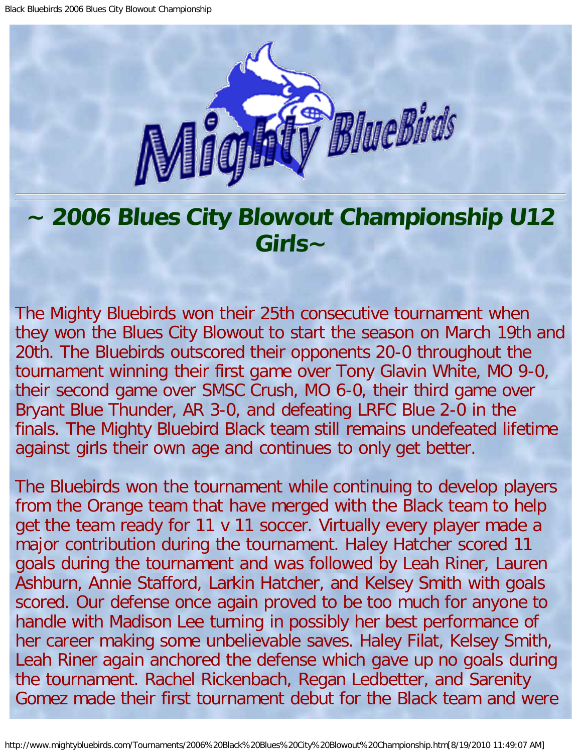# ~ 2006 Blues City Blowout Championship U12 Girls~

The Mighty Bluebirds won their 25th consecutive tournament when they won the Blues City Blowout to start the season on March 19th and 20th. The Bluebirds outscored their opponents 20-0 throughout the tournament winning their first game over Tony Glavin White, MO 9-0, their second game over SMSC Crush, MO 6-0, their third game over Bryant Blue Thunder, AR 3-0, and defeating LRFC Blue 2-0 in the finals. The Mighty Bluebird Black team still remains undefeated lifetime against girls their own age and continues to only get better.

The Bluebirds won the tournament while continuing to develop players from the Orange team that have merged with the Black team to help get the team ready for 11 v 11 soccer. Virtually every player made a major contribution during the tournament. Haley Hatcher scored 11 goals during the tournament and was followed by Leah Riner, Lauren Ashburn, Annie Stafford, Larkin Hatcher, and Kelsey Smith with goals scored. Our defense once again proved to be too much for anyone to handle with Madison Lee turning in possibly her best performance of her career making some unbelievable saves. Haley Filat, Kelsey Smith, Leah Riner again anchored the defense which gave up no goals during the tournament. Rachel Rickenbach, Regan Ledbetter, and Sarenity Gomez made their first tournament debut for the Black team and were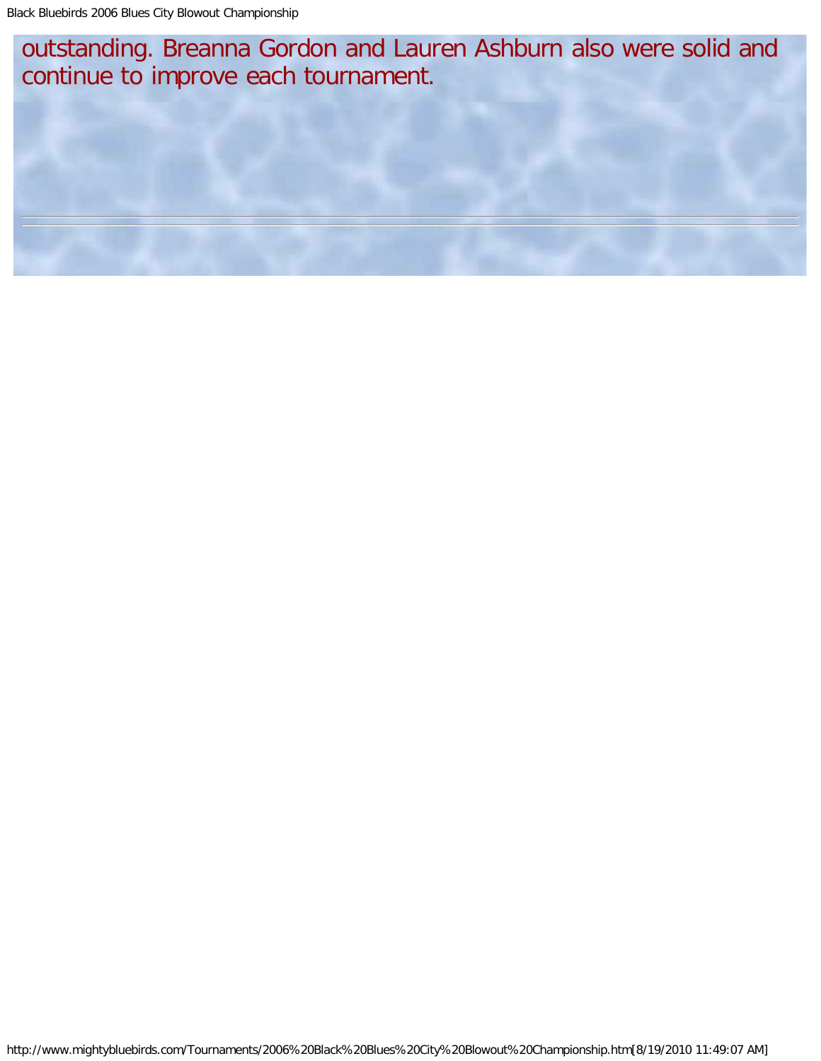outstanding. Breanna Gordon and Lauren Ashburn also were solid and continue to improve each tournament.

---